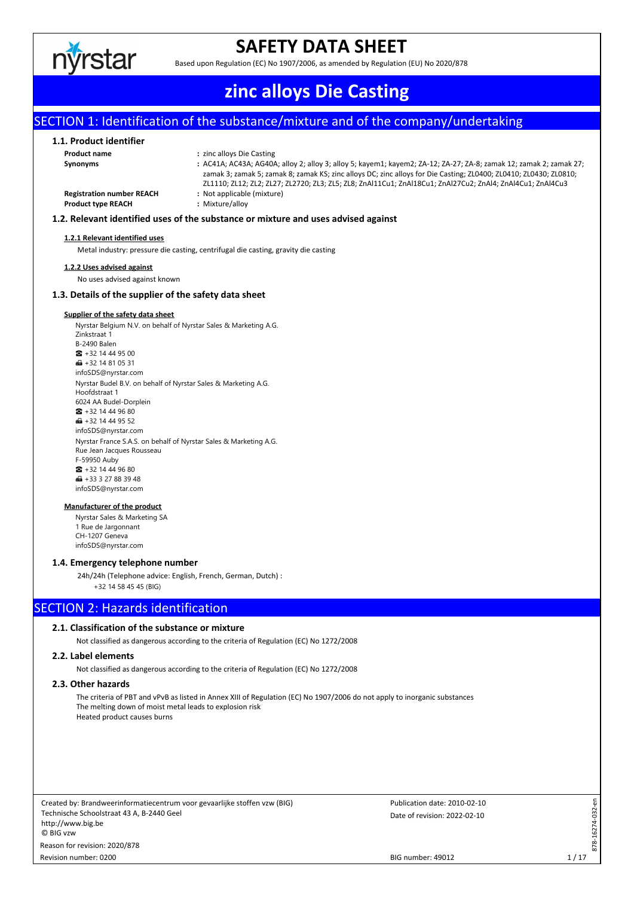# SAFETY DATA SHEET

Based upon Regulation (EC) No 1907/2006, as amended by Regulation (EU) No 2020/878

# zinc alloys Die Casting

## SECTION 1: Identification of the substance/mixture and of the company/undertaking

### 1.1. Product identifier

| | |
|---|---|
| **Product name** | : zinc alloys Die Casting |
| **Synonyms** | : AC41A; AC43A; AG40A; alloy 2; alloy 3; alloy 5; kayem1; kayem2; ZA-12; ZA-27; ZA-8; zamak 12; zamak 2; zamak 27; zamak 3; zamak 5; zamak 8; zamak KS; zinc alloys DC; zinc alloys for Die Casting; ZL0400; ZL0410; ZL0430; ZL0810; ZL1110; ZL12; ZL2; ZL27; ZL2720; ZL3; ZL5; ZL8; ZnAl11Cu1; ZnAl18Cu1; ZnAl27Cu2; ZnAl4; ZnAl4Cu1; ZnAl4Cu3 |
| **Registration number REACH** | : Not applicable (mixture) |
| **Product type REACH** | : Mixture/alloy |

### 1.2. Relevant identified uses of the substance or mixture and uses advised against

**1.2.1 Relevant identified uses**

Metal industry: pressure die casting, centrifugal die casting, gravity die casting

**1.2.2 Uses advised against**

No uses advised against known

### 1.3. Details of the supplier of the safety data sheet

**Supplier of the safety data sheet**

Nyrstar Belgium N.V. on behalf of Nyrstar Sales & Marketing A.G.
Zinkstraat 1
B-2490 Balen
☎ +32 14 44 95 00
📠 +32 14 81 05 31
infoSDS@nyrstar.com
Nyrstar Budel B.V. on behalf of Nyrstar Sales & Marketing A.G.
Hoofdstraat 1
6024 AA Budel-Dorplein
☎ +32 14 44 96 80
📠 +32 14 44 95 52
infoSDS@nyrstar.com
Nyrstar France S.A.S. on behalf of Nyrstar Sales & Marketing A.G.
Rue Jean Jacques Rousseau
F-59950 Auby
☎ +32 14 44 96 80
📠 +33 3 27 88 39 48
infoSDS@nyrstar.com

**Manufacturer of the product**

Nyrstar Sales & Marketing SA
1 Rue de Jargonnant
CH-1207 Geneva
infoSDS@nyrstar.com

### 1.4. Emergency telephone number

24h/24h (Telephone advice: English, French, German, Dutch) :
+32 14 58 45 45 (BIG)

## SECTION 2: Hazards identification

### 2.1. Classification of the substance or mixture

Not classified as dangerous according to the criteria of Regulation (EC) No 1272/2008

### 2.2. Label elements

Not classified as dangerous according to the criteria of Regulation (EC) No 1272/2008

### 2.3. Other hazards

The criteria of PBT and vPvB as listed in Annex XIII of Regulation (EC) No 1907/2006 do not apply to inorganic substances
The melting down of moist metal leads to explosion risk
Heated product causes burns

Created by: Brandweerinformatiecentrum voor gevaarlijke stoffen vzw (BIG)
Technische Schoolstraat 43 A, B-2440 Geel
http://www.big.be
© BIG vzw
Reason for revision: 2020/878
Revision number: 0200

Publication date: 2010-02-10
Date of revision: 2022-02-10
BIG number: 49012
878-16274-032-en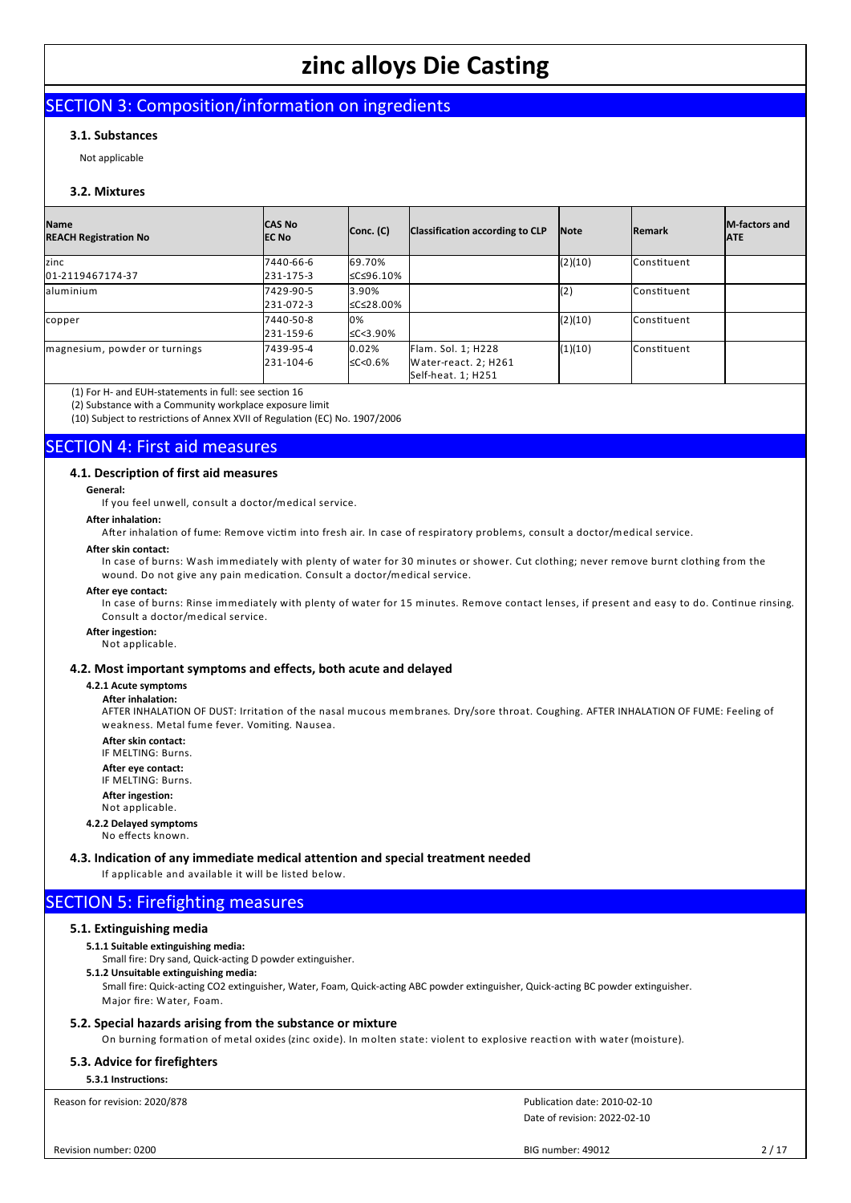## SECTION 3: Composition/information on ingredients

### 3.1. Substances

Not applicable

### 3.2. Mixtures

| Name<br>REACH Registration No | CAS No<br>EC No | Conc. (C) | Classification according to CLP | Note | Remark | M-factors and ATE |
|---|---|---|---|---|---|---|
| zinc<br>01-2119467174-37 | 7440-66-6<br>231-175-3 | 69.70%<br>≤C≤96.10% | | (2)(10) | Constituent | |
| aluminium | 7429-90-5<br>231-072-3 | 3.90%<br>≤C≤28.00% | | (2) | Constituent | |
| copper | 7440-50-8<br>231-159-6 | 0%<br>≤C<3.90% | | (2)(10) | Constituent | |
| magnesium, powder or turnings | 7439-95-4<br>231-104-6 | 0.02%<br>≤C<0.6% | Flam. Sol. 1; H228<br>Water-react. 2; H261<br>Self-heat. 1; H251 | (1)(10) | Constituent | |

(1) For H- and EUH-statements in full: see section 16

(2) Substance with a Community workplace exposure limit

(10) Subject to restrictions of Annex XVII of Regulation (EC) No. 1907/2006

## SECTION 4: First aid measures

### 4.1. Description of first aid measures

**General:**

If you feel unwell, consult a doctor/medical service.

**After inhalation:**

After inhalation of fume: Remove victim into fresh air. In case of respiratory problems, consult a doctor/medical service.

**After skin contact:**

In case of burns: Wash immediately with plenty of water for 30 minutes or shower. Cut clothing; never remove burnt clothing from the wound. Do not give any pain medication. Consult a doctor/medical service.

**After eye contact:**

In case of burns: Rinse immediately with plenty of water for 15 minutes. Remove contact lenses, if present and easy to do. Continue rinsing. Consult a doctor/medical service.

**After ingestion:**

Not applicable.

### 4.2. Most important symptoms and effects, both acute and delayed

**4.2.1 Acute symptoms**

**After inhalation:**

AFTER INHALATION OF DUST: Irritation of the nasal mucous membranes. Dry/sore throat. Coughing. AFTER INHALATION OF FUME: Feeling of weakness. Metal fume fever. Vomiting. Nausea.

**After skin contact:**

IF MELTING: Burns.

**After eye contact:**

IF MELTING: Burns.

**After ingestion:**

Not applicable.

**4.2.2 Delayed symptoms**

No effects known.

### 4.3. Indication of any immediate medical attention and special treatment needed

If applicable and available it will be listed below.

## SECTION 5: Firefighting measures

### 5.1. Extinguishing media

**5.1.1 Suitable extinguishing media:**

Small fire: Dry sand, Quick-acting D powder extinguisher.

**5.1.2 Unsuitable extinguishing media:**

Small fire: Quick-acting CO2 extinguisher, Water, Foam, Quick-acting ABC powder extinguisher, Quick-acting BC powder extinguisher.
Major fire: Water, Foam.

### 5.2. Special hazards arising from the substance or mixture

On burning formation of metal oxides (zinc oxide). In molten state: violent to explosive reaction with water (moisture).

### 5.3. Advice for firefighters

**5.3.1 Instructions:**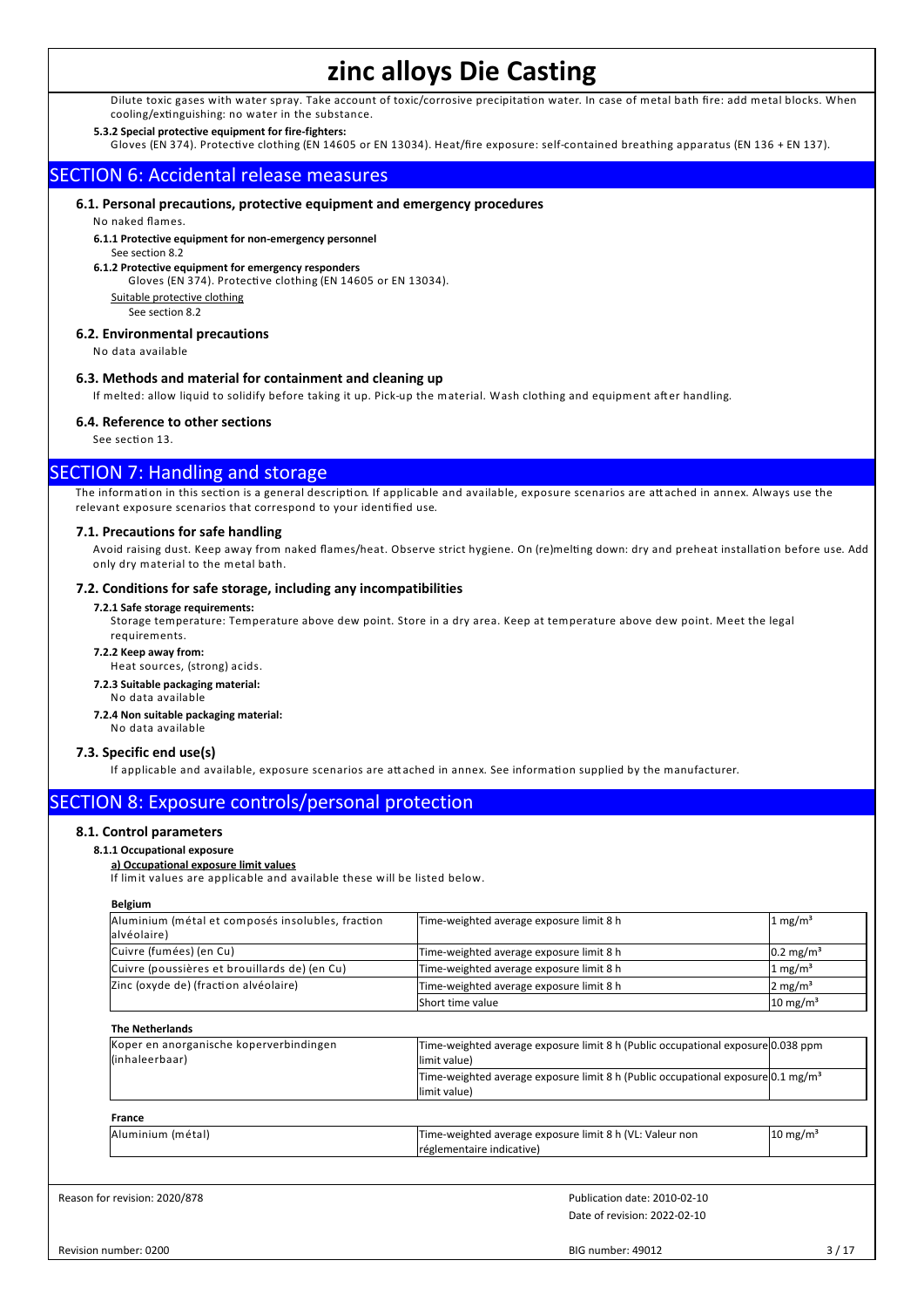Dilute toxic gases with water spray. Take account of toxic/corrosive precipitation water. In case of metal bath fire: add metal blocks. When cooling/extinguishing: no water in the substance.

**5.3.2 Special protective equipment for fire-fighters:**

Gloves (EN 374). Protective clothing (EN 14605 or EN 13034). Heat/fire exposure: self-contained breathing apparatus (EN 136 + EN 137).

## SECTION 6: Accidental release measures

### 6.1. Personal precautions, protective equipment and emergency procedures

No naked flames.

**6.1.1 Protective equipment for non-emergency personnel**

See section 8.2

**6.1.2 Protective equipment for emergency responders**

Gloves (EN 374). Protective clothing (EN 14605 or EN 13034).

Suitable protective clothing

See section 8.2

### 6.2. Environmental precautions

No data available

### 6.3. Methods and material for containment and cleaning up

If melted: allow liquid to solidify before taking it up. Pick-up the material. Wash clothing and equipment after handling.

### 6.4. Reference to other sections

See section 13.

## SECTION 7: Handling and storage

The information in this section is a general description. If applicable and available, exposure scenarios are attached in annex. Always use the relevant exposure scenarios that correspond to your identified use.

### 7.1. Precautions for safe handling

Avoid raising dust. Keep away from naked flames/heat. Observe strict hygiene. On (re)melting down: dry and preheat installation before use. Add only dry material to the metal bath.

### 7.2. Conditions for safe storage, including any incompatibilities

**7.2.1 Safe storage requirements:**

Storage temperature: Temperature above dew point. Store in a dry area. Keep at temperature above dew point. Meet the legal requirements.

**7.2.2 Keep away from:**

Heat sources, (strong) acids.

**7.2.3 Suitable packaging material:**

No data available

**7.2.4 Non suitable packaging material:**

No data available

### 7.3. Specific end use(s)

If applicable and available, exposure scenarios are attached in annex. See information supplied by the manufacturer.

## SECTION 8: Exposure controls/personal protection

### 8.1. Control parameters

**8.1.1 Occupational exposure**

**a) Occupational exposure limit values**

If limit values are applicable and available these will be listed below.

**Belgium**

| | | |
|---|---|---|
| Aluminium (métal et composés insolubles, fraction alvéolaire) | Time-weighted average exposure limit 8 h | 1 mg/m³ |
| Cuivre (fumées) (en Cu) | Time-weighted average exposure limit 8 h | 0.2 mg/m³ |
| Cuivre (poussières et brouillards de) (en Cu) | Time-weighted average exposure limit 8 h | 1 mg/m³ |
| Zinc (oxyde de) (fraction alvéolaire) | Time-weighted average exposure limit 8 h | 2 mg/m³ |
| | Short time value | 10 mg/m³ |

**The Netherlands**

| | | |
|---|---|---|
| Koper en anorganische koperverbindingen (inhaleerbaar) | Time-weighted average exposure limit 8 h (Public occupational exposure limit value) | 0.038 ppm |
| | Time-weighted average exposure limit 8 h (Public occupational exposure limit value) | 0.1 mg/m³ |

**France**

| | | |
|---|---|---|
| Aluminium (métal) | Time-weighted average exposure limit 8 h (VL: Valeur non réglementaire indicative) | 10 mg/m³ |

Reason for revision: 2020/878

Publication date: 2010-02-10

Date of revision: 2022-02-10

Revision number: 0200

BIG number: 49012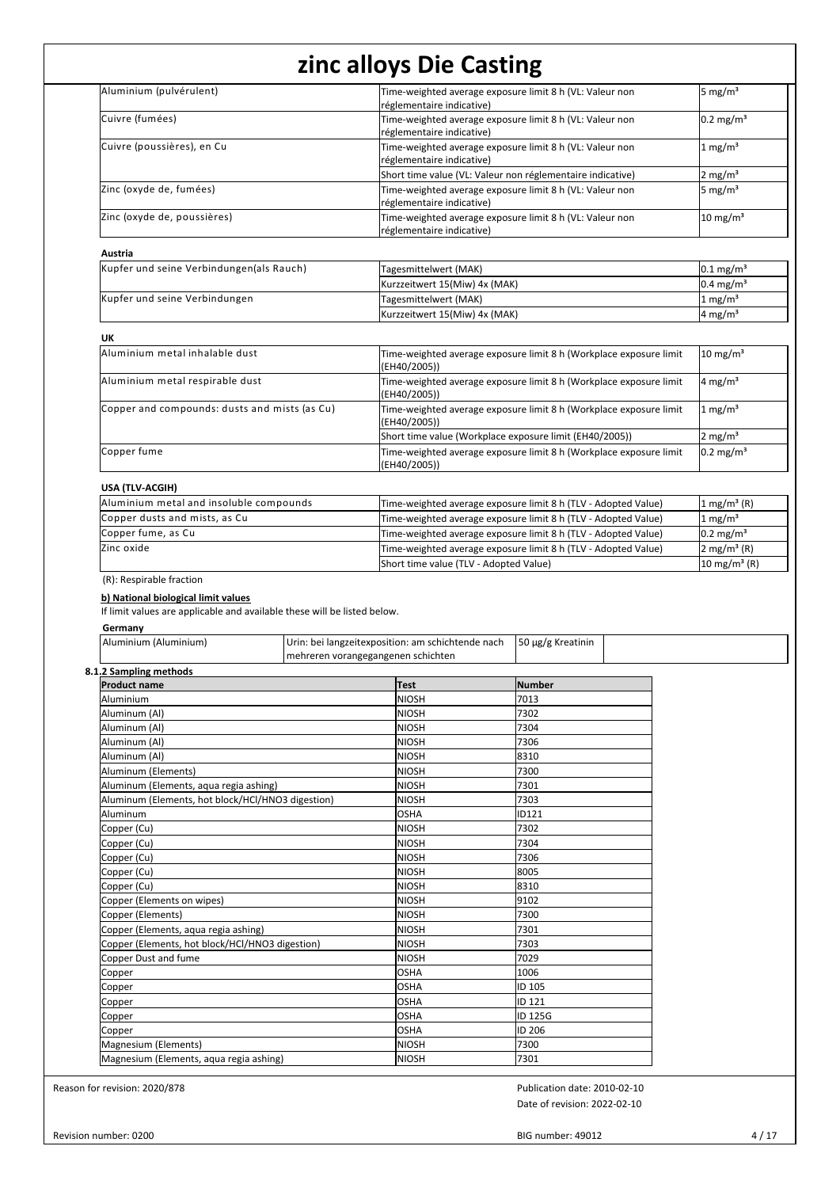| | | |
|---|---|---|
| Aluminium (pulvérulent) | Time-weighted average exposure limit 8 h (VL: Valeur non réglementaire indicative) | 5 mg/m³ |
| Cuivre (fumées) | Time-weighted average exposure limit 8 h (VL: Valeur non réglementaire indicative) | 0.2 mg/m³ |
| Cuivre (poussières), en Cu | Time-weighted average exposure limit 8 h (VL: Valeur non réglementaire indicative) | 1 mg/m³ |
| | Short time value (VL: Valeur non réglementaire indicative) | 2 mg/m³ |
| Zinc (oxyde de, fumées) | Time-weighted average exposure limit 8 h (VL: Valeur non réglementaire indicative) | 5 mg/m³ |
| Zinc (oxyde de, poussières) | Time-weighted average exposure limit 8 h (VL: Valeur non réglementaire indicative) | 10 mg/m³ |

**Austria**

| | | |
|---|---|---|
| Kupfer und seine Verbindungen(als Rauch) | Tagesmittelwert (MAK) | 0.1 mg/m³ |
| | Kurzzeitwert 15(Miw) 4x (MAK) | 0.4 mg/m³ |
| Kupfer und seine Verbindungen | Tagesmittelwert (MAK) | 1 mg/m³ |
| | Kurzzeitwert 15(Miw) 4x (MAK) | 4 mg/m³ |

**UK**

| | | |
|---|---|---|
| Aluminium metal inhalable dust | Time-weighted average exposure limit 8 h (Workplace exposure limit (EH40/2005)) | 10 mg/m³ |
| Aluminium metal respirable dust | Time-weighted average exposure limit 8 h (Workplace exposure limit (EH40/2005)) | 4 mg/m³ |
| Copper and compounds: dusts and mists (as Cu) | Time-weighted average exposure limit 8 h (Workplace exposure limit (EH40/2005)) | 1 mg/m³ |
| | Short time value (Workplace exposure limit (EH40/2005)) | 2 mg/m³ |
| Copper fume | Time-weighted average exposure limit 8 h (Workplace exposure limit (EH40/2005)) | 0.2 mg/m³ |

**USA (TLV-ACGIH)**

| | | |
|---|---|---|
| Aluminium metal and insoluble compounds | Time-weighted average exposure limit 8 h (TLV - Adopted Value) | 1 mg/m³ (R) |
| Copper dusts and mists, as Cu | Time-weighted average exposure limit 8 h (TLV - Adopted Value) | 1 mg/m³ |
| Copper fume, as Cu | Time-weighted average exposure limit 8 h (TLV - Adopted Value) | 0.2 mg/m³ |
| Zinc oxide | Time-weighted average exposure limit 8 h (TLV - Adopted Value) | 2 mg/m³ (R) |
| | Short time value (TLV - Adopted Value) | 10 mg/m³ (R) |

(R): Respirable fraction

**b) National biological limit values**

If limit values are applicable and available these will be listed below.

**Germany**

| | | | |
|---|---|---|---|
| Aluminium (Aluminium) | Urin: bei langzeitexposition: am schichtende nach mehreren vorangegangenen schichten | 50 µg/g Kreatinin | |

**8.1.2 Sampling methods**

| Product name | Test | Number |
|---|---|---|
| Aluminium | NIOSH | 7013 |
| Aluminum (Al) | NIOSH | 7302 |
| Aluminum (Al) | NIOSH | 7304 |
| Aluminum (Al) | NIOSH | 7306 |
| Aluminum (Al) | NIOSH | 8310 |
| Aluminum (Elements) | NIOSH | 7300 |
| Aluminum (Elements, aqua regia ashing) | NIOSH | 7301 |
| Aluminum (Elements, hot block/HCl/HNO3 digestion) | NIOSH | 7303 |
| Aluminum | OSHA | ID121 |
| Copper (Cu) | NIOSH | 7302 |
| Copper (Cu) | NIOSH | 7304 |
| Copper (Cu) | NIOSH | 7306 |
| Copper (Cu) | NIOSH | 8005 |
| Copper (Cu) | NIOSH | 8310 |
| Copper (Elements on wipes) | NIOSH | 9102 |
| Copper (Elements) | NIOSH | 7300 |
| Copper (Elements, aqua regia ashing) | NIOSH | 7301 |
| Copper (Elements, hot block/HCl/HNO3 digestion) | NIOSH | 7303 |
| Copper Dust and fume | NIOSH | 7029 |
| Copper | OSHA | 1006 |
| Copper | OSHA | ID 105 |
| Copper | OSHA | ID 121 |
| Copper | OSHA | ID 125G |
| Copper | OSHA | ID 206 |
| Magnesium (Elements) | NIOSH | 7300 |
| Magnesium (Elements, aqua regia ashing) | NIOSH | 7301 |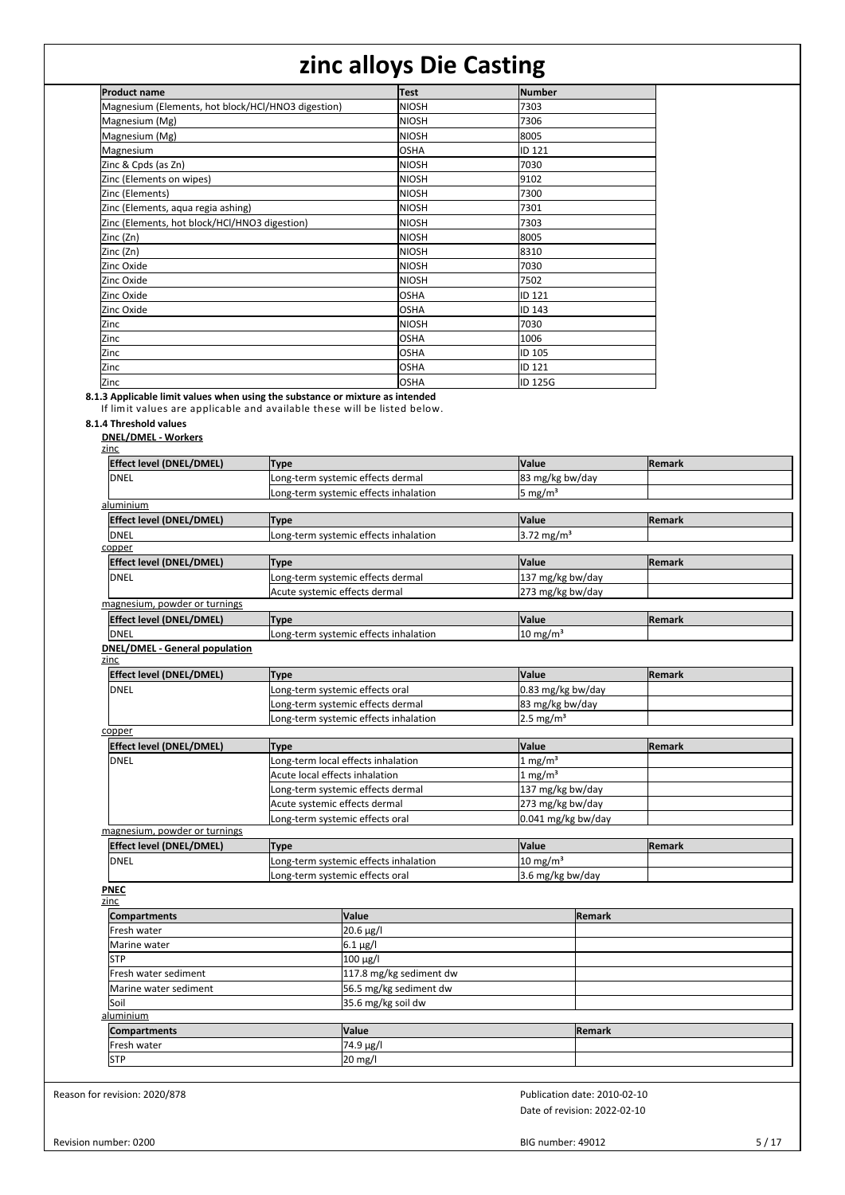| Product name | Test | Number |
|---|---|---|
| Magnesium (Elements, hot block/HCl/HNO3 digestion) | NIOSH | 7303 |
| Magnesium (Mg) | NIOSH | 7306 |
| Magnesium (Mg) | NIOSH | 8005 |
| Magnesium | OSHA | ID 121 |
| Zinc & Cpds (as Zn) | NIOSH | 7030 |
| Zinc (Elements on wipes) | NIOSH | 9102 |
| Zinc (Elements) | NIOSH | 7300 |
| Zinc (Elements, aqua regia ashing) | NIOSH | 7301 |
| Zinc (Elements, hot block/HCl/HNO3 digestion) | NIOSH | 7303 |
| Zinc (Zn) | NIOSH | 8005 |
| Zinc (Zn) | NIOSH | 8310 |
| Zinc Oxide | NIOSH | 7030 |
| Zinc Oxide | NIOSH | 7502 |
| Zinc Oxide | OSHA | ID 121 |
| Zinc Oxide | OSHA | ID 143 |
| Zinc | NIOSH | 7030 |
| Zinc | OSHA | 1006 |
| Zinc | OSHA | ID 105 |
| Zinc | OSHA | ID 121 |
| Zinc | OSHA | ID 125G |

**8.1.3 Applicable limit values when using the substance or mixture as intended**

If limit values are applicable and available these will be listed below.

**8.1.4 Threshold values**

**DNEL/DMEL - Workers**

zinc

| Effect level (DNEL/DMEL) | Type | Value | Remark |
|---|---|---|---|
| DNEL | Long-term systemic effects dermal | 83 mg/kg bw/day | |
| | Long-term systemic effects inhalation | 5 mg/m³ | |

aluminium

| Effect level (DNEL/DMEL) | Type | Value | Remark |
|---|---|---|---|
| DNEL | Long-term systemic effects inhalation | 3.72 mg/m³ | |

copper

| Effect level (DNEL/DMEL) | Type | Value | Remark |
|---|---|---|---|
| DNEL | Long-term systemic effects dermal | 137 mg/kg bw/day | |
| | Acute systemic effects dermal | 273 mg/kg bw/day | |

magnesium, powder or turnings

| Effect level (DNEL/DMEL) | Type | Value | Remark |
|---|---|---|---|
| DNEL | Long-term systemic effects inhalation | 10 mg/m³ | |

**DNEL/DMEL - General population**

zinc

| Effect level (DNEL/DMEL) | Type | Value | Remark |
|---|---|---|---|
| DNEL | Long-term systemic effects oral | 0.83 mg/kg bw/day | |
| | Long-term systemic effects dermal | 83 mg/kg bw/day | |
| | Long-term systemic effects inhalation | 2.5 mg/m³ | |

copper

| Effect level (DNEL/DMEL) | Type | Value | Remark |
|---|---|---|---|
| DNEL | Long-term local effects inhalation | 1 mg/m³ | |
| | Acute local effects inhalation | 1 mg/m³ | |
| | Long-term systemic effects dermal | 137 mg/kg bw/day | |
| | Acute systemic effects dermal | 273 mg/kg bw/day | |
| | Long-term systemic effects oral | 0.041 mg/kg bw/day | |

magnesium, powder or turnings

| Effect level (DNEL/DMEL) | Type | Value | Remark |
|---|---|---|---|
| DNEL | Long-term systemic effects inhalation | 10 mg/m³ | |
| | Long-term systemic effects oral | 3.6 mg/kg bw/day | |

**PNEC**

zinc

| Compartments | Value | Remark |
|---|---|---|
| Fresh water | 20.6 µg/l | |
| Marine water | 6.1 µg/l | |
| STP | 100 µg/l | |
| Fresh water sediment | 117.8 mg/kg sediment dw | |
| Marine water sediment | 56.5 mg/kg sediment dw | |
| Soil | 35.6 mg/kg soil dw | |

aluminium

| Compartments | Value | Remark |
|---|---|---|
| Fresh water | 74.9 µg/l | |
| STP | 20 mg/l | |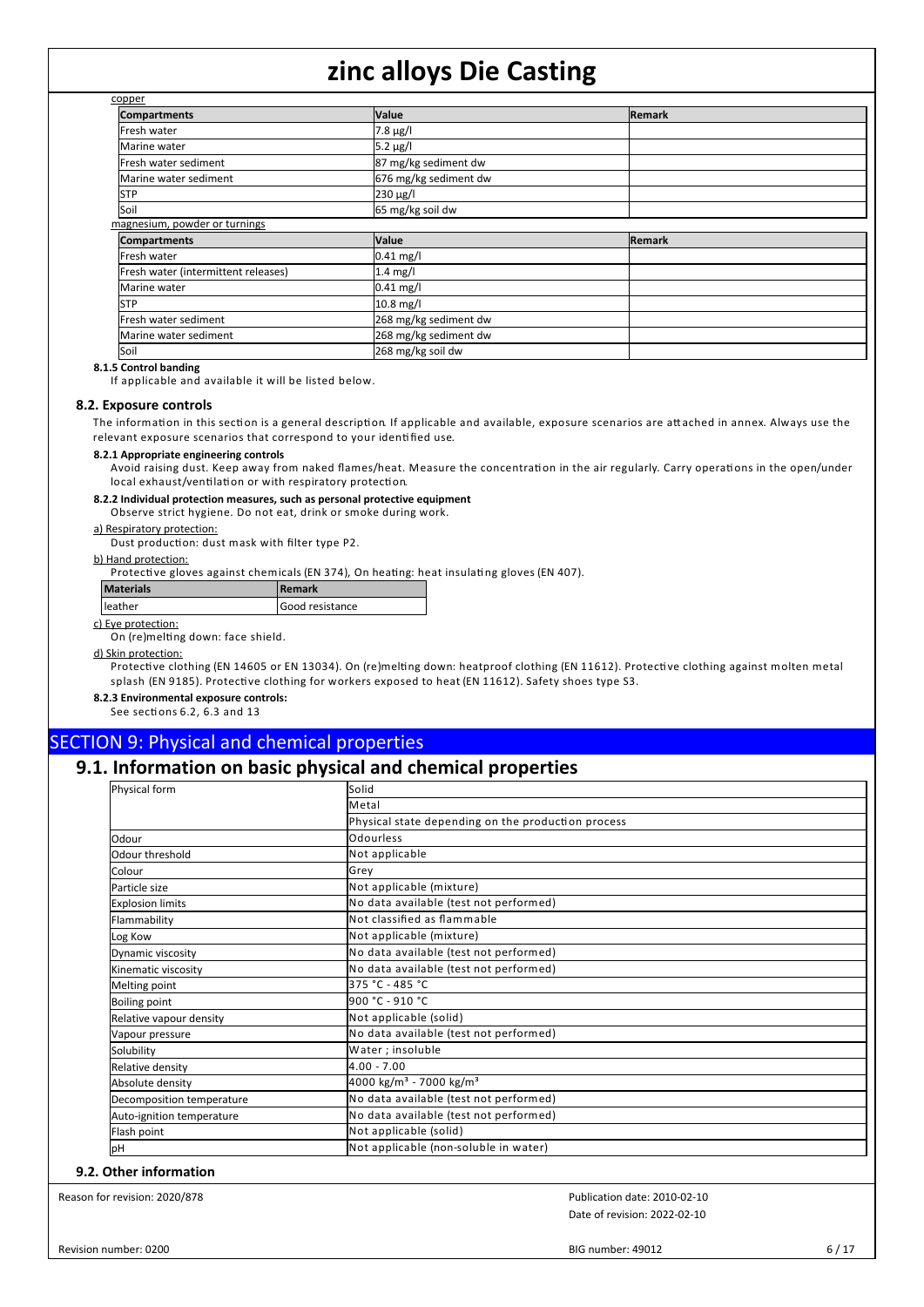copper

| Compartments | Value | Remark |
|---|---|---|
| Fresh water | 7.8 µg/l | |
| Marine water | 5.2 µg/l | |
| Fresh water sediment | 87 mg/kg sediment dw | |
| Marine water sediment | 676 mg/kg sediment dw | |
| STP | 230 µg/l | |
| Soil | 65 mg/kg soil dw | |

magnesium, powder or turnings

| Compartments | Value | Remark |
|---|---|---|
| Fresh water | 0.41 mg/l | |
| Fresh water (intermittent releases) | 1.4 mg/l | |
| Marine water | 0.41 mg/l | |
| STP | 10.8 mg/l | |
| Fresh water sediment | 268 mg/kg sediment dw | |
| Marine water sediment | 268 mg/kg sediment dw | |
| Soil | 268 mg/kg soil dw | |

**8.1.5 Control banding**

If applicable and available it will be listed below.

### 8.2. Exposure controls

The information in this section is a general description. If applicable and available, exposure scenarios are attached in annex. Always use the relevant exposure scenarios that correspond to your identified use.

**8.2.1 Appropriate engineering controls**

Avoid raising dust. Keep away from naked flames/heat. Measure the concentration in the air regularly. Carry operations in the open/under local exhaust/ventilation or with respiratory protection.

**8.2.2 Individual protection measures, such as personal protective equipment**

Observe strict hygiene. Do not eat, drink or smoke during work.

a) Respiratory protection:

Dust production: dust mask with filter type P2.

b) Hand protection:

Protective gloves against chemicals (EN 374), On heating: heat insulating gloves (EN 407).

| Materials | Remark |
|---|---|
| leather | Good resistance |

c) Eye protection:

On (re)melting down: face shield.

d) Skin protection:

Protective clothing (EN 14605 or EN 13034). On (re)melting down: heatproof clothing (EN 11612). Protective clothing against molten metal splash (EN 9185). Protective clothing for workers exposed to heat (EN 11612). Safety shoes type S3.

**8.2.3 Environmental exposure controls:**

See sections 6.2, 6.3 and 13

# SECTION 9: Physical and chemical properties

## 9.1. Information on basic physical and chemical properties

| Physical form | Solid |
|---|---|
| | Metal |
| | Physical state depending on the production process |
| Odour | Odourless |
| Odour threshold | Not applicable |
| Colour | Grey |
| Particle size | Not applicable (mixture) |
| Explosion limits | No data available (test not performed) |
| Flammability | Not classified as flammable |
| Log Kow | Not applicable (mixture) |
| Dynamic viscosity | No data available (test not performed) |
| Kinematic viscosity | No data available (test not performed) |
| Melting point | 375 °C - 485 °C |
| Boiling point | 900 °C - 910 °C |
| Relative vapour density | Not applicable (solid) |
| Vapour pressure | No data available (test not performed) |
| Solubility | Water ; insoluble |
| Relative density | 4.00 - 7.00 |
| Absolute density | 4000 kg/m³ - 7000 kg/m³ |
| Decomposition temperature | No data available (test not performed) |
| Auto-ignition temperature | No data available (test not performed) |
| Flash point | Not applicable (solid) |
| pH | Not applicable (non-soluble in water) |

## 9.2. Other information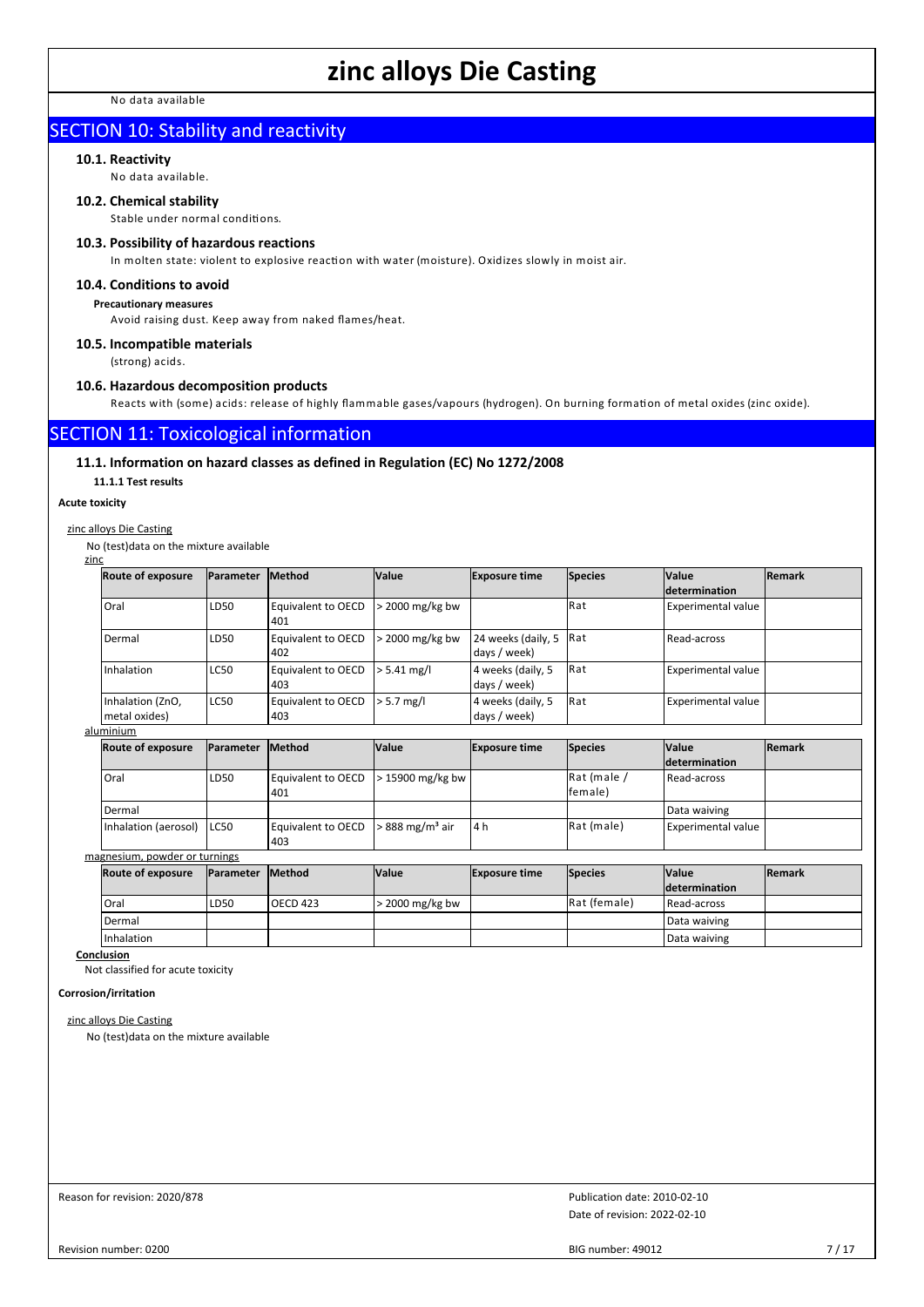No data available

## SECTION 10: Stability and reactivity

### 10.1. Reactivity

No data available.

### 10.2. Chemical stability

Stable under normal conditions.

### 10.3. Possibility of hazardous reactions

In molten state: violent to explosive reaction with water (moisture). Oxidizes slowly in moist air.

### 10.4. Conditions to avoid

**Precautionary measures**

Avoid raising dust. Keep away from naked flames/heat.

### 10.5. Incompatible materials

(strong) acids.

### 10.6. Hazardous decomposition products

Reacts with (some) acids: release of highly flammable gases/vapours (hydrogen). On burning formation of metal oxides (zinc oxide).

## SECTION 11: Toxicological information

### 11.1. Information on hazard classes as defined in Regulation (EC) No 1272/2008

**11.1.1 Test results**

**Acute toxicity**

zinc alloys Die Casting

No (test)data on the mixture available

zinc

| Route of exposure | Parameter | Method | Value | Exposure time | Species | Value determination | Remark |
|---|---|---|---|---|---|---|---|
| Oral | LD50 | Equivalent to OECD 401 | > 2000 mg/kg bw | | Rat | Experimental value | |
| Dermal | LD50 | Equivalent to OECD 402 | > 2000 mg/kg bw | 24 weeks (daily, 5 days / week) | Rat | Read-across | |
| Inhalation | LC50 | Equivalent to OECD 403 | > 5.41 mg/l | 4 weeks (daily, 5 days / week) | Rat | Experimental value | |
| Inhalation (ZnO, metal oxides) | LC50 | Equivalent to OECD 403 | > 5.7 mg/l | 4 weeks (daily, 5 days / week) | Rat | Experimental value | |

aluminium

| Route of exposure | Parameter | Method | Value | Exposure time | Species | Value determination | Remark |
|---|---|---|---|---|---|---|---|
| Oral | LD50 | Equivalent to OECD 401 | > 15900 mg/kg bw | | Rat (male / female) | Read-across | |
| Dermal | | | | | | Data waiving | |
| Inhalation (aerosol) | LC50 | Equivalent to OECD 403 | > 888 mg/m³ air | 4 h | Rat (male) | Experimental value | |

magnesium, powder or turnings

| Route of exposure | Parameter | Method | Value | Exposure time | Species | Value determination | Remark |
|---|---|---|---|---|---|---|---|
| Oral | LD50 | OECD 423 | > 2000 mg/kg bw | | Rat (female) | Read-across | |
| Dermal | | | | | | Data waiving | |
| Inhalation | | | | | | Data waiving | |

**Conclusion**

Not classified for acute toxicity

**Corrosion/irritation**

zinc alloys Die Casting

No (test)data on the mixture available

Reason for revision: 2020/878

Publication date: 2010-02-10

Date of revision: 2022-02-10

Revision number: 0200

BIG number: 49012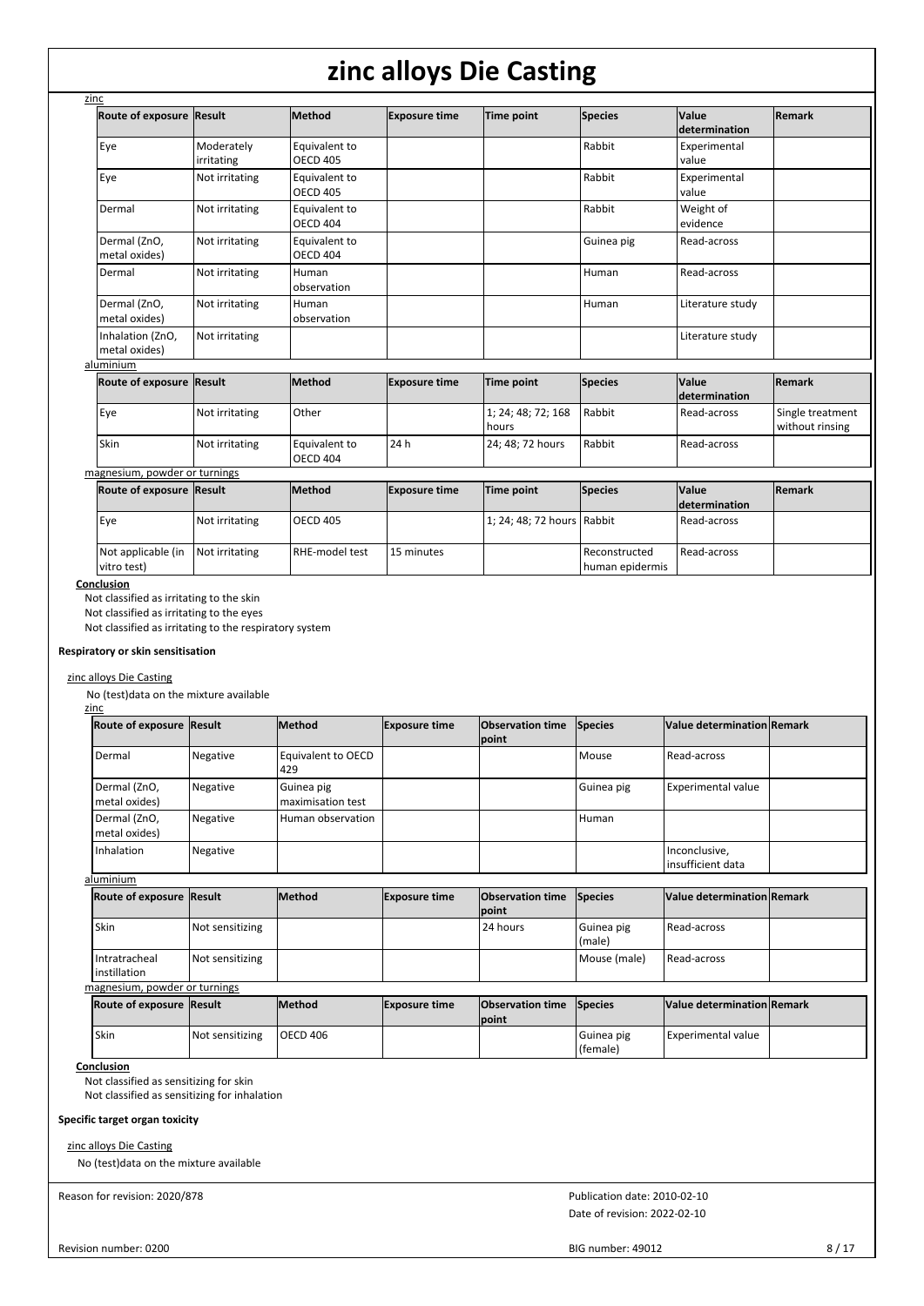zinc

| Route of exposure | Result | Method | Exposure time | Time point | Species | Value determination | Remark |
|---|---|---|---|---|---|---|---|
| Eye | Moderately irritating | Equivalent to OECD 405 | | | Rabbit | Experimental value | |
| Eye | Not irritating | Equivalent to OECD 405 | | | Rabbit | Experimental value | |
| Dermal | Not irritating | Equivalent to OECD 404 | | | Rabbit | Weight of evidence | |
| Dermal (ZnO, metal oxides) | Not irritating | Equivalent to OECD 404 | | | Guinea pig | Read-across | |
| Dermal | Not irritating | Human observation | | | Human | Read-across | |
| Dermal (ZnO, metal oxides) | Not irritating | Human observation | | | Human | Literature study | |
| Inhalation (ZnO, metal oxides) | Not irritating | | | | | Literature study | |

aluminium

| Route of exposure | Result | Method | Exposure time | Time point | Species | Value determination | Remark |
|---|---|---|---|---|---|---|---|
| Eye | Not irritating | Other | | 1; 24; 48; 72; 168 hours | Rabbit | Read-across | Single treatment without rinsing |
| Skin | Not irritating | Equivalent to OECD 404 | 24 h | 24; 48; 72 hours | Rabbit | Read-across | |

magnesium, powder or turnings

| Route of exposure | Result | Method | Exposure time | Time point | Species | Value determination | Remark |
|---|---|---|---|---|---|---|---|
| Eye | Not irritating | OECD 405 | | 1; 24; 48; 72 hours | Rabbit | Read-across | |
| Not applicable (in vitro test) | Not irritating | RHE-model test | 15 minutes | | Reconstructed human epidermis | Read-across | |

**Conclusion**

Not classified as irritating to the skin
Not classified as irritating to the eyes
Not classified as irritating to the respiratory system

**Respiratory or skin sensitisation**

zinc alloys Die Casting

No (test)data on the mixture available

zinc

| Route of exposure | Result | Method | Exposure time | Observation time point | Species | Value determination | Remark |
|---|---|---|---|---|---|---|---|
| Dermal | Negative | Equivalent to OECD 429 | | | Mouse | Read-across | |
| Dermal (ZnO, metal oxides) | Negative | Guinea pig maximisation test | | | Guinea pig | Experimental value | |
| Dermal (ZnO, metal oxides) | Negative | Human observation | | | Human | | |
| Inhalation | Negative | | | | | Inconclusive, insufficient data | |

aluminium

| Route of exposure | Result | Method | Exposure time | Observation time point | Species | Value determination | Remark |
|---|---|---|---|---|---|---|---|
| Skin | Not sensitizing | | | 24 hours | Guinea pig (male) | Read-across | |
| Intratracheal instillation | Not sensitizing | | | | Mouse (male) | Read-across | |

magnesium, powder or turnings

| Route of exposure | Result | Method | Exposure time | Observation time point | Species | Value determination | Remark |
|---|---|---|---|---|---|---|---|
| Skin | Not sensitizing | OECD 406 | | | Guinea pig (female) | Experimental value | |

**Conclusion**

Not classified as sensitizing for skin
Not classified as sensitizing for inhalation

**Specific target organ toxicity**

zinc alloys Die Casting

No (test)data on the mixture available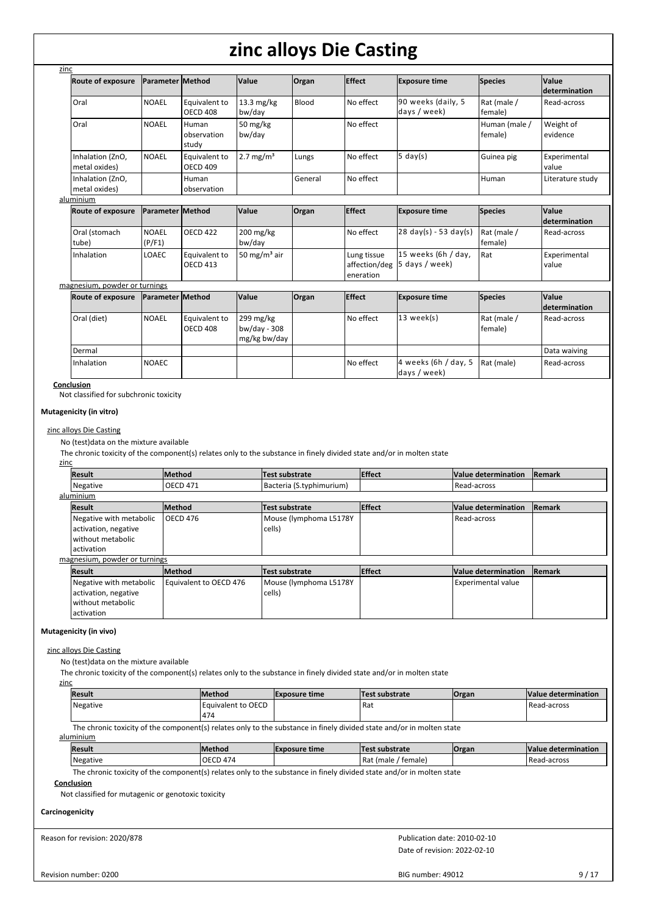zinc

| Route of exposure | Parameter | Method | Value | Organ | Effect | Exposure time | Species | Value determination |
|---|---|---|---|---|---|---|---|---|
| Oral | NOAEL | Equivalent to OECD 408 | 13.3 mg/kg bw/day | Blood | No effect | 90 weeks (daily, 5 days / week) | Rat (male / female) | Read-across |
| Oral | NOAEL | Human observation study | 50 mg/kg bw/day | | No effect | | Human (male / female) | Weight of evidence |
| Inhalation (ZnO, metal oxides) | NOAEL | Equivalent to OECD 409 | 2.7 mg/m³ | Lungs | No effect | 5 day(s) | Guinea pig | Experimental value |
| Inhalation (ZnO, metal oxides) | | Human observation | | General | No effect | | Human | Literature study |

aluminium

| Route of exposure | Parameter | Method | Value | Organ | Effect | Exposure time | Species | Value determination |
|---|---|---|---|---|---|---|---|---|
| Oral (stomach tube) | NOAEL (P/F1) | OECD 422 | 200 mg/kg bw/day | | No effect | 28 day(s) - 53 day(s) | Rat (male / female) | Read-across |
| Inhalation | LOAEC | Equivalent to OECD 413 | 50 mg/m³ air | | Lung tissue affection/degeneration | 15 weeks (6h / day, 5 days / week) | Rat | Experimental value |

magnesium, powder or turnings

| Route of exposure | Parameter | Method | Value | Organ | Effect | Exposure time | Species | Value determination |
|---|---|---|---|---|---|---|---|---|
| Oral (diet) | NOAEL | Equivalent to OECD 408 | 299 mg/kg bw/day - 308 mg/kg bw/day | | No effect | 13 week(s) | Rat (male / female) | Read-across |
| Dermal | | | | | | | | Data waiving |
| Inhalation | NOAEC | | | | No effect | 4 weeks (6h / day, 5 days / week) | Rat (male) | Read-across |

**Conclusion**

Not classified for subchronic toxicity

**Mutagenicity (in vitro)**

zinc alloys Die Casting

No (test)data on the mixture available

The chronic toxicity of the component(s) relates only to the substance in finely divided state and/or in molten state

zinc

| Result | Method | Test substrate | Effect | Value determination | Remark |
|---|---|---|---|---|---|
| Negative | OECD 471 | Bacteria (S.typhimurium) | | Read-across | |

aluminium

| Result | Method | Test substrate | Effect | Value determination | Remark |
|---|---|---|---|---|---|
| Negative with metabolic activation, negative without metabolic activation | OECD 476 | Mouse (lymphoma L5178Y cells) | | Read-across | |

magnesium, powder or turnings

| Result | Method | Test substrate | Effect | Value determination | Remark |
|---|---|---|---|---|---|
| Negative with metabolic activation, negative without metabolic activation | Equivalent to OECD 476 | Mouse (lymphoma L5178Y cells) | | Experimental value | |

**Mutagenicity (in vivo)**

zinc alloys Die Casting

No (test)data on the mixture available

The chronic toxicity of the component(s) relates only to the substance in finely divided state and/or in molten state

zinc

| Result | Method | Exposure time | Test substrate | Organ | Value determination |
|---|---|---|---|---|---|
| Negative | Equivalent to OECD 474 | | Rat | | Read-across |

The chronic toxicity of the component(s) relates only to the substance in finely divided state and/or in molten state

aluminium

| Result | Method | Exposure time | Test substrate | Organ | Value determination |
|---|---|---|---|---|---|
| Negative | OECD 474 | | Rat (male / female) | | Read-across |

The chronic toxicity of the component(s) relates only to the substance in finely divided state and/or in molten state

**Conclusion**

Not classified for mutagenic or genotoxic toxicity

**Carcinogenicity**

Reason for revision: 2020/878

Publication date: 2010-02-10

Date of revision: 2022-02-10

Revision number: 0200

BIG number: 49012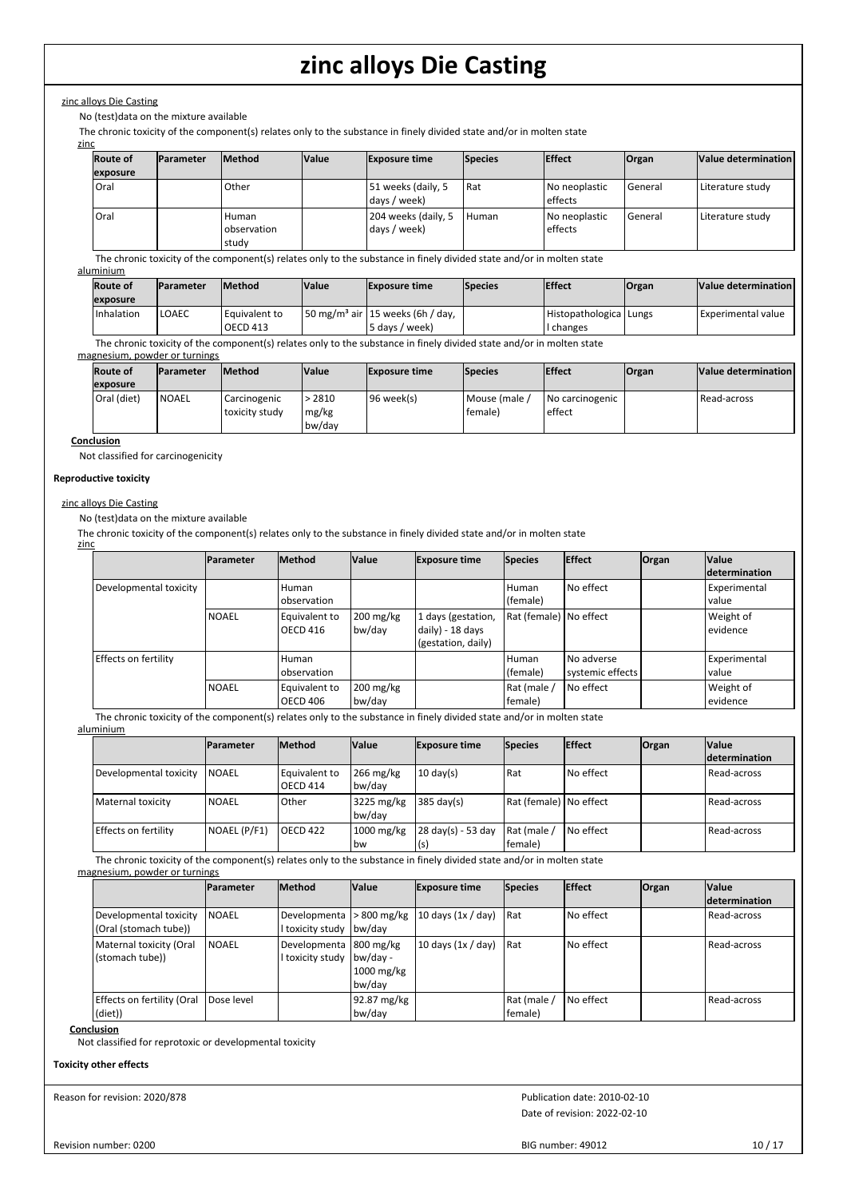zinc alloys Die Casting

No (test)data on the mixture available

The chronic toxicity of the component(s) relates only to the substance in finely divided state and/or in molten state

zinc

| Route of exposure | Parameter | Method | Value | Exposure time | Species | Effect | Organ | Value determination |
|---|---|---|---|---|---|---|---|---|
| Oral | | Other | | 51 weeks (daily, 5 days / week) | Rat | No neoplastic effects | General | Literature study |
| Oral | | Human observation study | | 204 weeks (daily, 5 days / week) | Human | No neoplastic effects | General | Literature study |

The chronic toxicity of the component(s) relates only to the substance in finely divided state and/or in molten state

aluminium

| Route of exposure | Parameter | Method | Value | Exposure time | Species | Effect | Organ | Value determination |
|---|---|---|---|---|---|---|---|---|
| Inhalation | LOAEC | Equivalent to OECD 413 | 50 mg/m³ air | 15 weeks (6h / day, 5 days / week) | | Histopathological changes | Lungs | Experimental value |

The chronic toxicity of the component(s) relates only to the substance in finely divided state and/or in molten state

magnesium, powder or turnings

| Route of exposure | Parameter | Method | Value | Exposure time | Species | Effect | Organ | Value determination |
|---|---|---|---|---|---|---|---|---|
| Oral (diet) | NOAEL | Carcinogenic toxicity study | > 2810 mg/kg bw/day | 96 week(s) | Mouse (male / female) | No carcinogenic effect | | Read-across |

**Conclusion**

Not classified for carcinogenicity

**Reproductive toxicity**

zinc alloys Die Casting

No (test)data on the mixture available

The chronic toxicity of the component(s) relates only to the substance in finely divided state and/or in molten state

zinc

| | Parameter | Method | Value | Exposure time | Species | Effect | Organ | Value determination |
|---|---|---|---|---|---|---|---|---|
| Developmental toxicity | | Human observation | | | Human (female) | No effect | | Experimental value |
| | NOAEL | Equivalent to OECD 416 | 200 mg/kg bw/day | 1 days (gestation, daily) - 18 days (gestation, daily) | Rat (female) | No effect | | Weight of evidence |
| Effects on fertility | | Human observation | | | Human (female) | No adverse systemic effects | | Experimental value |
| | NOAEL | Equivalent to OECD 406 | 200 mg/kg bw/day | | Rat (male / female) | No effect | | Weight of evidence |

The chronic toxicity of the component(s) relates only to the substance in finely divided state and/or in molten state

aluminium

| | Parameter | Method | Value | Exposure time | Species | Effect | Organ | Value determination |
|---|---|---|---|---|---|---|---|---|
| Developmental toxicity | NOAEL | Equivalent to OECD 414 | 266 mg/kg bw/day | 10 day(s) | Rat | No effect | | Read-across |
| Maternal toxicity | NOAEL | Other | 3225 mg/kg bw/day | 385 day(s) | Rat (female) | No effect | | Read-across |
| Effects on fertility | NOAEL (P/F1) | OECD 422 | 1000 mg/kg bw | 28 day(s) - 53 day (s) | Rat (male / female) | No effect | | Read-across |

The chronic toxicity of the component(s) relates only to the substance in finely divided state and/or in molten state

magnesium, powder or turnings

| | Parameter | Method | Value | Exposure time | Species | Effect | Organ | Value determination |
|---|---|---|---|---|---|---|---|---|
| Developmental toxicity (Oral (stomach tube)) | NOAEL | Developmental toxicity study | > 800 mg/kg bw/day | 10 days (1x / day) | Rat | No effect | | Read-across |
| Maternal toxicity (Oral (stomach tube)) | NOAEL | Developmental toxicity study | 800 mg/kg bw/day - 1000 mg/kg bw/day | 10 days (1x / day) | Rat | No effect | | Read-across |
| Effects on fertility (Oral (diet)) | Dose level | | 92.87 mg/kg bw/day | | Rat (male / female) | No effect | | Read-across |

**Conclusion**

Not classified for reprotoxic or developmental toxicity

**Toxicity other effects**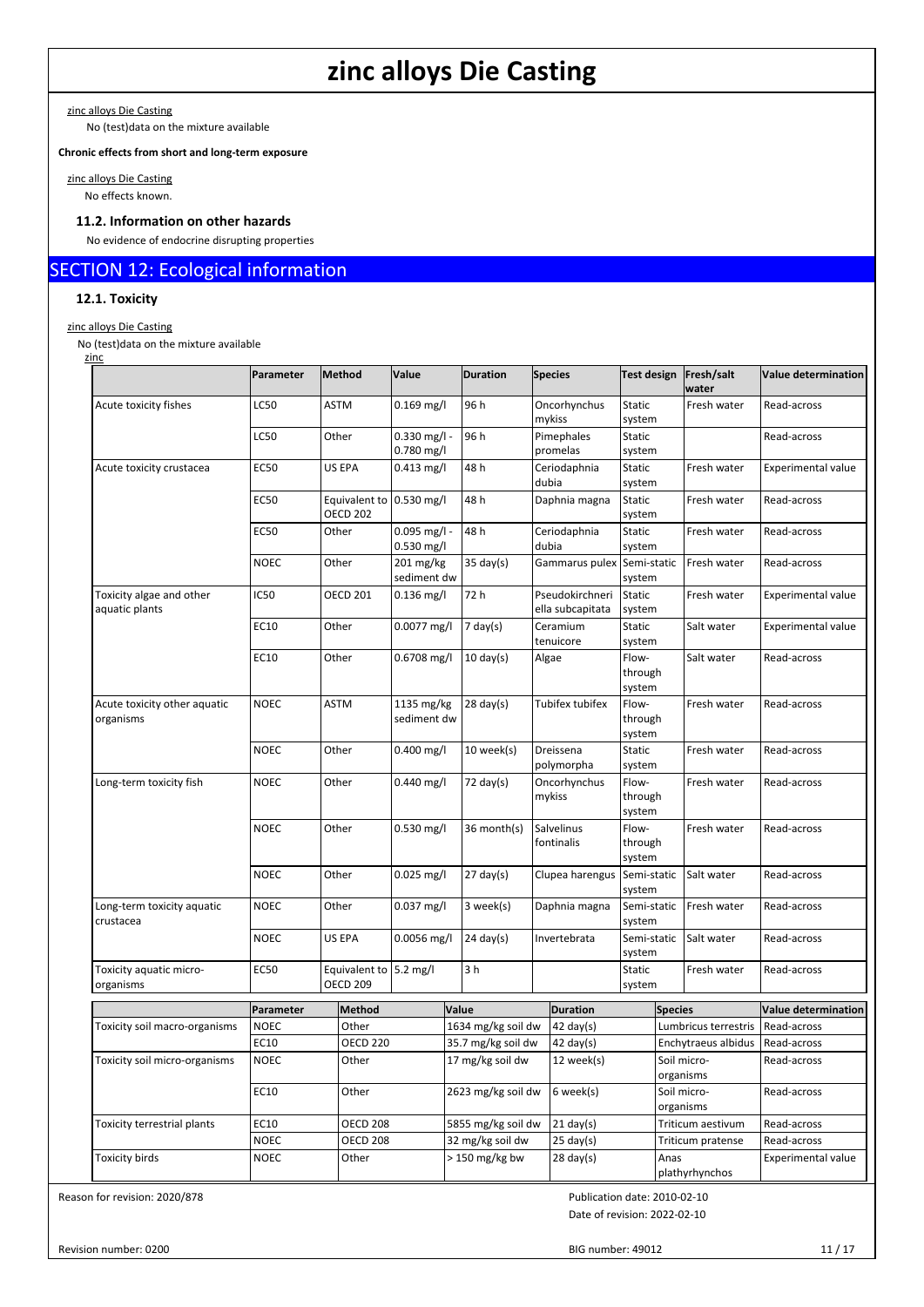zinc alloys Die Casting

No (test)data on the mixture available

**Chronic effects from short and long-term exposure**

zinc alloys Die Casting

No effects known.

### 11.2. Information on other hazards

No evidence of endocrine disrupting properties

## SECTION 12: Ecological information

### 12.1. Toxicity

zinc alloys Die Casting

No (test)data on the mixture available

zinc

| | Parameter | Method | Value | Duration | Species | Test design | Fresh/salt water | Value determination |
|---|---|---|---|---|---|---|---|---|
| Acute toxicity fishes | LC50 | ASTM | 0.169 mg/l | 96 h | Oncorhynchus mykiss | Static system | Fresh water | Read-across |
| | LC50 | Other | 0.330 mg/l - 0.780 mg/l | 96 h | Pimephales promelas | Static system | | Read-across |
| Acute toxicity crustacea | EC50 | US EPA | 0.413 mg/l | 48 h | Ceriodaphnia dubia | Static system | Fresh water | Experimental value |
| | EC50 | Equivalent to OECD 202 | 0.530 mg/l | 48 h | Daphnia magna | Static system | Fresh water | Read-across |
| | EC50 | Other | 0.095 mg/l - 0.530 mg/l | 48 h | Ceriodaphnia dubia | Static system | Fresh water | Read-across |
| | NOEC | Other | 201 mg/kg sediment dw | 35 day(s) | Gammarus pulex | Semi-static system | Fresh water | Read-across |
| Toxicity algae and other aquatic plants | IC50 | OECD 201 | 0.136 mg/l | 72 h | Pseudokirchneriella subcapitata | Static system | Fresh water | Experimental value |
| | EC10 | Other | 0.0077 mg/l | 7 day(s) | Ceramium tenuicore | Static system | Salt water | Experimental value |
| | EC10 | Other | 0.6708 mg/l | 10 day(s) | Algae | Flow-through system | Salt water | Read-across |
| Acute toxicity other aquatic organisms | NOEC | ASTM | 1135 mg/kg sediment dw | 28 day(s) | Tubifex tubifex | Flow-through system | Fresh water | Read-across |
| | NOEC | Other | 0.400 mg/l | 10 week(s) | Dreissena polymorpha | Static system | Fresh water | Read-across |
| Long-term toxicity fish | NOEC | Other | 0.440 mg/l | 72 day(s) | Oncorhynchus mykiss | Flow-through system | Fresh water | Read-across |
| | NOEC | Other | 0.530 mg/l | 36 month(s) | Salvelinus fontinalis | Flow-through system | Fresh water | Read-across |
| | NOEC | Other | 0.025 mg/l | 27 day(s) | Clupea harengus | Semi-static system | Salt water | Read-across |
| Long-term toxicity aquatic crustacea | NOEC | Other | 0.037 mg/l | 3 week(s) | Daphnia magna | Semi-static system | Fresh water | Read-across |
| | NOEC | US EPA | 0.0056 mg/l | 24 day(s) | Invertebrata | Semi-static system | Salt water | Read-across |
| Toxicity aquatic micro-organisms | EC50 | Equivalent to OECD 209 | 5.2 mg/l | 3 h | | Static system | Fresh water | Read-across |

| | Parameter | Method | Value | Duration | Species | Value determination |
|---|---|---|---|---|---|---|
| Toxicity soil macro-organisms | NOEC | Other | 1634 mg/kg soil dw | 42 day(s) | Lumbricus terrestris | Read-across |
| | EC10 | OECD 220 | 35.7 mg/kg soil dw | 42 day(s) | Enchytraeus albidus | Read-across |
| Toxicity soil micro-organisms | NOEC | Other | 17 mg/kg soil dw | 12 week(s) | Soil micro-organisms | Read-across |
| | EC10 | Other | 2623 mg/kg soil dw | 6 week(s) | Soil micro-organisms | Read-across |
| Toxicity terrestrial plants | EC10 | OECD 208 | 5855 mg/kg soil dw | 21 day(s) | Triticum aestivum | Read-across |
| | NOEC | OECD 208 | 32 mg/kg soil dw | 25 day(s) | Triticum pratense | Read-across |
| Toxicity birds | NOEC | Other | > 150 mg/kg bw | 28 day(s) | Anas plathyrhynchos | Experimental value |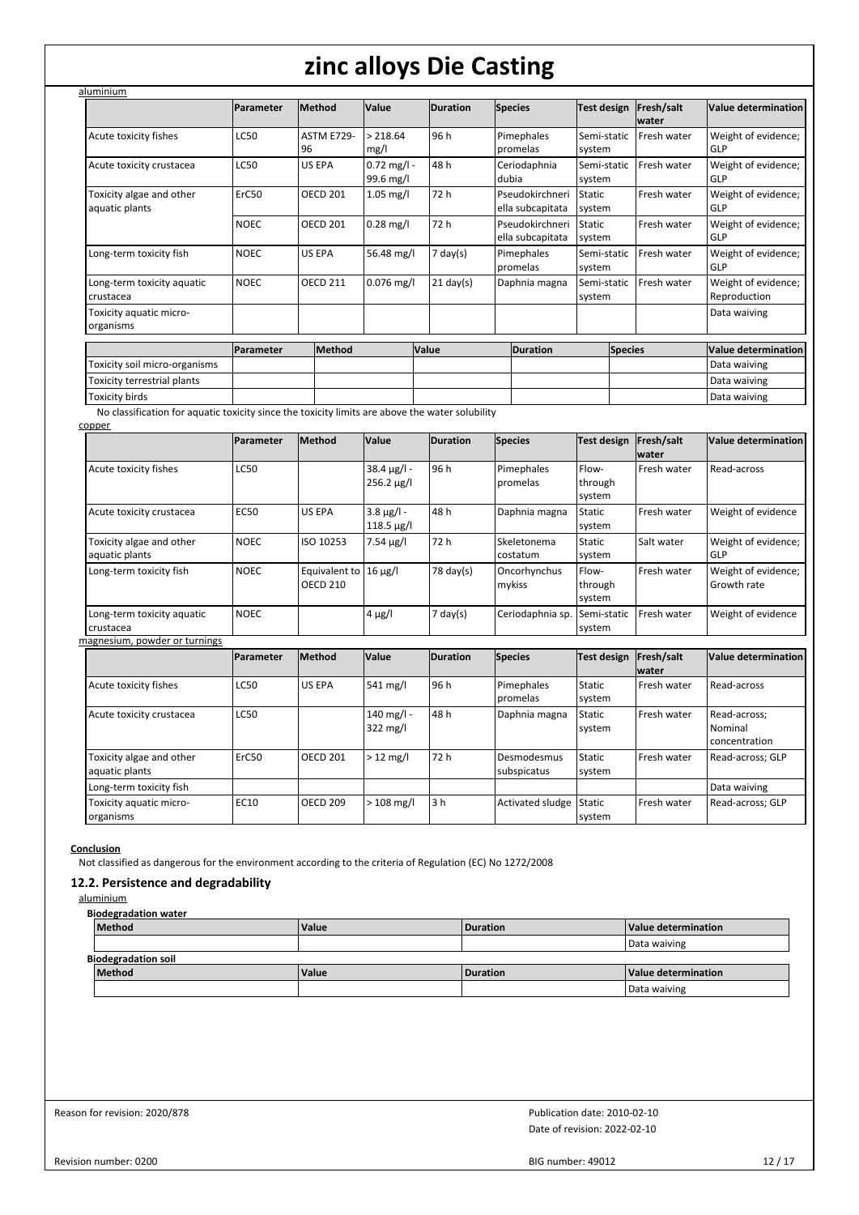aluminium

| | Parameter | Method | Value | Duration | Species | Test design | Fresh/salt water | Value determination |
|---|---|---|---|---|---|---|---|---|
| Acute toxicity fishes | LC50 | ASTM E729-96 | > 218.64 mg/l | 96 h | Pimephales promelas | Semi-static system | Fresh water | Weight of evidence; GLP |
| Acute toxicity crustacea | LC50 | US EPA | 0.72 mg/l - 99.6 mg/l | 48 h | Ceriodaphnia dubia | Semi-static system | Fresh water | Weight of evidence; GLP |
| Toxicity algae and other aquatic plants | ErC50 | OECD 201 | 1.05 mg/l | 72 h | Pseudokirchneriella subcapitata | Static system | Fresh water | Weight of evidence; GLP |
| | NOEC | OECD 201 | 0.28 mg/l | 72 h | Pseudokirchneriella subcapitata | Static system | Fresh water | Weight of evidence; GLP |
| Long-term toxicity fish | NOEC | US EPA | 56.48 mg/l | 7 day(s) | Pimephales promelas | Semi-static system | Fresh water | Weight of evidence; GLP |
| Long-term toxicity aquatic crustacea | NOEC | OECD 211 | 0.076 mg/l | 21 day(s) | Daphnia magna | Semi-static system | Fresh water | Weight of evidence; Reproduction |
| Toxicity aquatic micro-organisms | | | | | | | | Data waiving |

| | Parameter | Method | Value | Duration | Species | Value determination |
|---|---|---|---|---|---|---|
| Toxicity soil micro-organisms | | | | | | Data waiving |
| Toxicity terrestrial plants | | | | | | Data waiving |
| Toxicity birds | | | | | | Data waiving |

No classification for aquatic toxicity since the toxicity limits are above the water solubility

copper

| | Parameter | Method | Value | Duration | Species | Test design | Fresh/salt water | Value determination |
|---|---|---|---|---|---|---|---|---|
| Acute toxicity fishes | LC50 | | 38.4 µg/l - 256.2 µg/l | 96 h | Pimephales promelas | Flow-through system | Fresh water | Read-across |
| Acute toxicity crustacea | EC50 | US EPA | 3.8 µg/l - 118.5 µg/l | 48 h | Daphnia magna | Static system | Fresh water | Weight of evidence |
| Toxicity algae and other aquatic plants | NOEC | ISO 10253 | 7.54 µg/l | 72 h | Skeletonema costatum | Static system | Salt water | Weight of evidence; GLP |
| Long-term toxicity fish | NOEC | Equivalent to OECD 210 | 16 µg/l | 78 day(s) | Oncorhynchus mykiss | Flow-through system | Fresh water | Weight of evidence; Growth rate |
| Long-term toxicity aquatic crustacea | NOEC | | 4 µg/l | 7 day(s) | Ceriodaphnia sp. | Semi-static system | Fresh water | Weight of evidence |

magnesium, powder or turnings

| | Parameter | Method | Value | Duration | Species | Test design | Fresh/salt water | Value determination |
|---|---|---|---|---|---|---|---|---|
| Acute toxicity fishes | LC50 | US EPA | 541 mg/l | 96 h | Pimephales promelas | Static system | Fresh water | Read-across |
| Acute toxicity crustacea | LC50 | | 140 mg/l - 322 mg/l | 48 h | Daphnia magna | Static system | Fresh water | Read-across; Nominal concentration |
| Toxicity algae and other aquatic plants | ErC50 | OECD 201 | > 12 mg/l | 72 h | Desmodesmus subspicatus | Static system | Fresh water | Read-across; GLP |
| Long-term toxicity fish | | | | | | | | Data waiving |
| Toxicity aquatic micro-organisms | EC10 | OECD 209 | > 108 mg/l | 3 h | Activated sludge | Static system | Fresh water | Read-across; GLP |

**Conclusion**

Not classified as dangerous for the environment according to the criteria of Regulation (EC) No 1272/2008

### 12.2. Persistence and degradability

aluminium

**Biodegradation water**

| Method | Value | Duration | Value determination |
|---|---|---|---|
| | | | Data waiving |

**Biodegradation soil**

| Method | Value | Duration | Value determination |
|---|---|---|---|
| | | | Data waiving |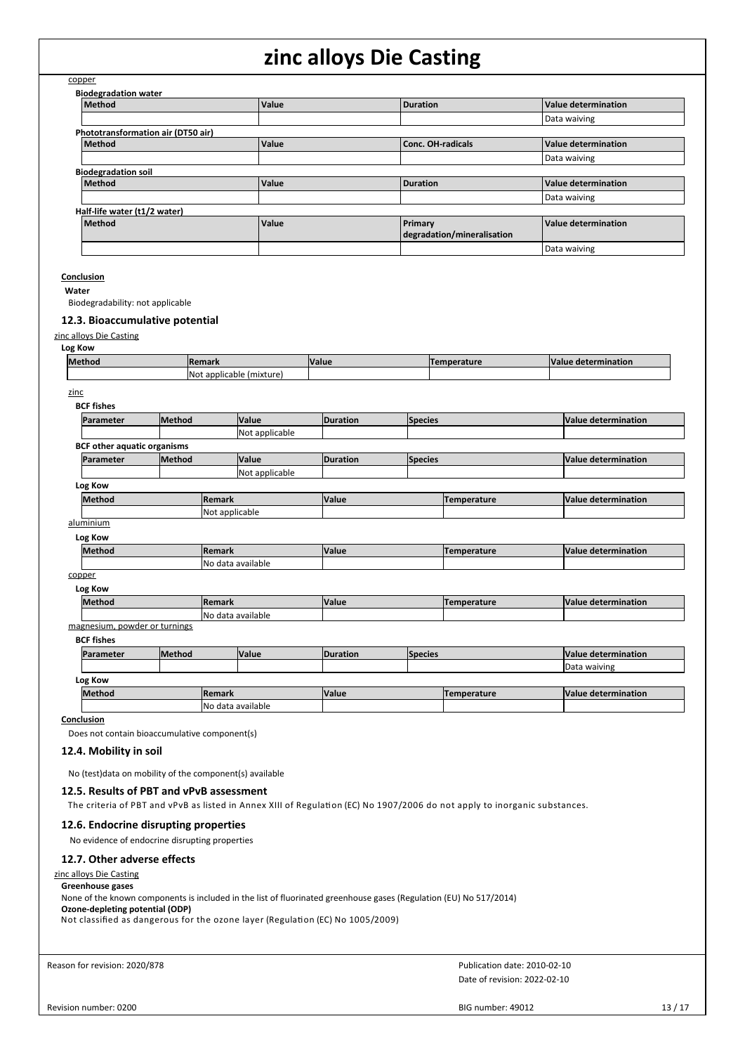copper

**Biodegradation water**

| Method | Value | Duration | Value determination |
|---|---|---|---|
| | | | Data waiving |

**Phototransformation air (DT50 air)**

| Method | Value | Conc. OH-radicals | Value determination |
|---|---|---|---|
| | | | Data waiving |

**Biodegradation soil**

| Method | Value | Duration | Value determination |
|---|---|---|---|
| | | | Data waiving |

**Half-life water (t1/2 water)**

| Method | Value | Primary degradation/mineralisation | Value determination |
|---|---|---|---|
| | | | Data waiving |

**Conclusion**

**Water**

Biodegradability: not applicable

### 12.3. Bioaccumulative potential

zinc alloys Die Casting

**Log Kow**

| Method | Remark | Value | Temperature | Value determination |
|---|---|---|---|---|
| | Not applicable (mixture) | | | |

zinc

**BCF fishes**

| Parameter | Method | Value | Duration | Species | Value determination |
|---|---|---|---|---|---|
| | | Not applicable | | | |

**BCF other aquatic organisms**

| Parameter | Method | Value | Duration | Species | Value determination |
|---|---|---|---|---|---|
| | | Not applicable | | | |

**Log Kow**

| Method | Remark | Value | Temperature | Value determination |
|---|---|---|---|---|
| | Not applicable | | | |

aluminium

**Log Kow**

| Method | Remark | Value | Temperature | Value determination |
|---|---|---|---|---|
| | No data available | | | |

copper

**Log Kow**

| Method | Remark | Value | Temperature | Value determination |
|---|---|---|---|---|
| | No data available | | | |

magnesium, powder or turnings

**BCF fishes**

| Parameter | Method | Value | Duration | Species | Value determination |
|---|---|---|---|---|---|
| | | | | | Data waiving |

**Log Kow**

| Method | Remark | Value | Temperature | Value determination |
|---|---|---|---|---|
| | No data available | | | |

**Conclusion**

Does not contain bioaccumulative component(s)

### 12.4. Mobility in soil

No (test)data on mobility of the component(s) available

### 12.5. Results of PBT and vPvB assessment

The criteria of PBT and vPvB as listed in Annex XIII of Regulation (EC) No 1907/2006 do not apply to inorganic substances.

### 12.6. Endocrine disrupting properties

No evidence of endocrine disrupting properties

### 12.7. Other adverse effects

zinc alloys Die Casting

**Greenhouse gases**

None of the known components is included in the list of fluorinated greenhouse gases (Regulation (EU) No 517/2014)

**Ozone-depleting potential (ODP)**

Not classified as dangerous for the ozone layer (Regulation (EC) No 1005/2009)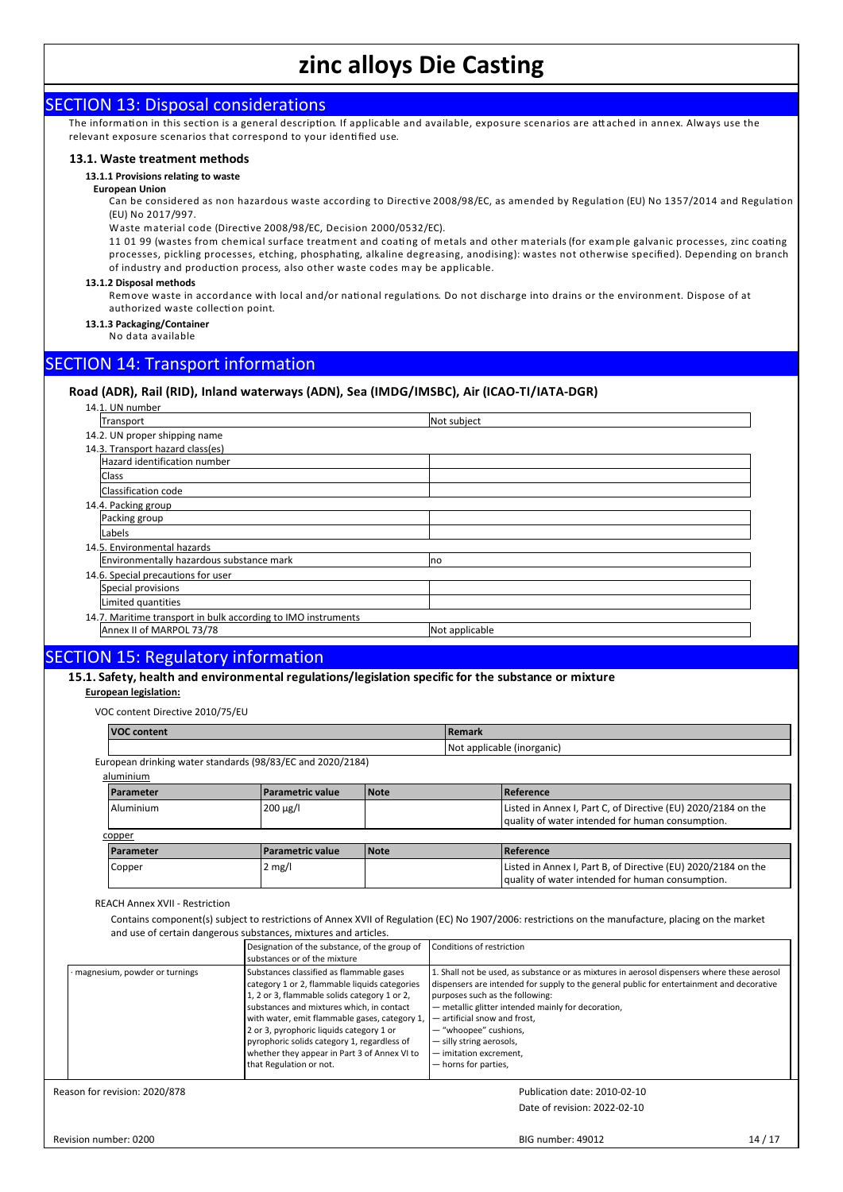## SECTION 13: Disposal considerations

The information in this section is a general description. If applicable and available, exposure scenarios are attached in annex. Always use the relevant exposure scenarios that correspond to your identified use.

### 13.1. Waste treatment methods

#### 13.1.1 Provisions relating to waste

**European Union**

Can be considered as non hazardous waste according to Directive 2008/98/EC, as amended by Regulation (EU) No 1357/2014 and Regulation (EU) No 2017/997.

Waste material code (Directive 2008/98/EC, Decision 2000/0532/EC).

11 01 99 (wastes from chemical surface treatment and coating of metals and other materials (for example galvanic processes, zinc coating processes, pickling processes, etching, phosphating, alkaline degreasing, anodising): wastes not otherwise specified). Depending on branch of industry and production process, also other waste codes may be applicable.

#### 13.1.2 Disposal methods

Remove waste in accordance with local and/or national regulations. Do not discharge into drains or the environment. Dispose of at authorized waste collection point.

#### 13.1.3 Packaging/Container

No data available

## SECTION 14: Transport information

### Road (ADR), Rail (RID), Inland waterways (ADN), Sea (IMDG/IMSBC), Air (ICAO-TI/IATA-DGR)

14.1. UN number

| Transport | Not subject |
|---|---|

14.2. UN proper shipping name

14.3. Transport hazard class(es)

| Hazard identification number | |
|---|---|
| Class | |
| Classification code | |

14.4. Packing group

| Packing group | |
|---|---|
| Labels | |

14.5. Environmental hazards

| Environmentally hazardous substance mark | no |
|---|---|

14.6. Special precautions for user

| Special provisions | |
|---|---|
| Limited quantities | |

14.7. Maritime transport in bulk according to IMO instruments

| Annex II of MARPOL 73/78 | Not applicable |
|---|---|

## SECTION 15: Regulatory information

### 15.1. Safety, health and environmental regulations/legislation specific for the substance or mixture

**European legislation:**

VOC content Directive 2010/75/EU

| VOC content | Remark |
|---|---|
| | Not applicable (inorganic) |

European drinking water standards (98/83/EC and 2020/2184)

aluminium

| Parameter | Parametric value | Note | Reference |
|---|---|---|---|
| Aluminium | 200 µg/l | | Listed in Annex I, Part C, of Directive (EU) 2020/2184 on the quality of water intended for human consumption. |

copper

| Parameter | Parametric value | Note | Reference |
|---|---|---|---|
| Copper | 2 mg/l | | Listed in Annex I, Part B, of Directive (EU) 2020/2184 on the quality of water intended for human consumption. |

REACH Annex XVII - Restriction

Contains component(s) subject to restrictions of Annex XVII of Regulation (EC) No 1907/2006: restrictions on the manufacture, placing on the market and use of certain dangerous substances, mixtures and articles.

| | Designation of the substance, of the group of substances or of the mixture | Conditions of restriction |
|---|---|---|
| · magnesium, powder or turnings | Substances classified as flammable gases category 1 or 2, flammable liquids categories 1, 2 or 3, flammable solids category 1 or 2, substances and mixtures which, in contact with water, emit flammable gases, category 1, 2 or 3, pyrophoric liquids category 1 or pyrophoric solids category 1, regardless of whether they appear in Part 3 of Annex VI to that Regulation or not. | 1. Shall not be used, as substance or as mixtures in aerosol dispensers where these aerosol dispensers are intended for supply to the general public for entertainment and decorative purposes such as the following:<br>— metallic glitter intended mainly for decoration,<br>— artificial snow and frost,<br>— "whoopee" cushions,<br>— silly string aerosols,<br>— imitation excrement,<br>— horns for parties, |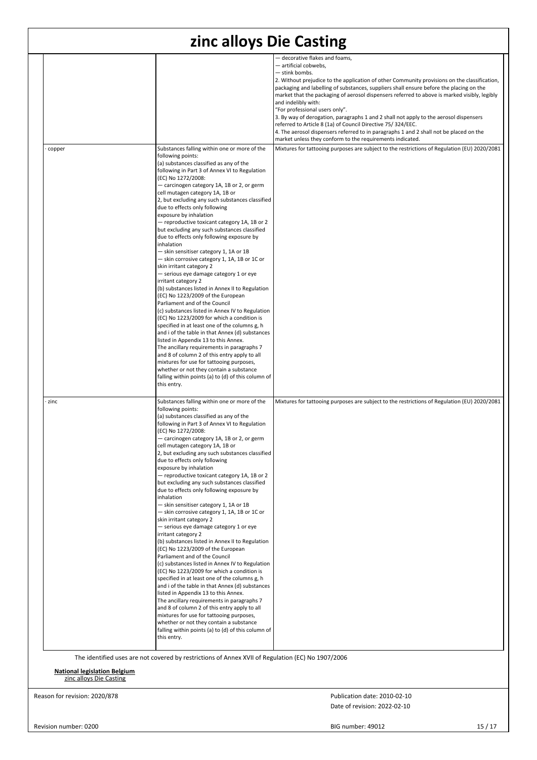| | | |
|---|---|---|
| | | — decorative flakes and foams,<br>— artificial cobwebs,<br>— stink bombs.<br>2. Without prejudice to the application of other Community provisions on the classification, packaging and labelling of substances, suppliers shall ensure before the placing on the market that the packaging of aerosol dispensers referred to above is marked visibly, legibly and indelibly with:<br>"For professional users only".<br>3. By way of derogation, paragraphs 1 and 2 shall not apply to the aerosol dispensers referred to Article 8 (1a) of Council Directive 75/ 324/EEC.<br>4. The aerosol dispensers referred to in paragraphs 1 and 2 shall not be placed on the market unless they conform to the requirements indicated. |
| · copper | Substances falling within one or more of the following points:<br>(a) substances classified as any of the following in Part 3 of Annex VI to Regulation (EC) No 1272/2008:<br>— carcinogen category 1A, 1B or 2, or germ cell mutagen category 1A, 1B or 2, but excluding any such substances classified due to effects only following exposure by inhalation<br>— reproductive toxicant category 1A, 1B or 2 but excluding any such substances classified due to effects only following exposure by inhalation<br>— skin sensitiser category 1, 1A or 1B<br>— skin corrosive category 1, 1A, 1B or 1C or skin irritant category 2<br>— serious eye damage category 1 or eye irritant category 2<br>(b) substances listed in Annex II to Regulation (EC) No 1223/2009 of the European Parliament and of the Council<br>(c) substances listed in Annex IV to Regulation (EC) No 1223/2009 for which a condition is specified in at least one of the columns g, h and i of the table in that Annex (d) substances listed in Appendix 13 to this Annex.<br>The ancillary requirements in paragraphs 7 and 8 of column 2 of this entry apply to all mixtures for use for tattooing purposes, whether or not they contain a substance falling within points (a) to (d) of this column of this entry. | Mixtures for tattooing purposes are subject to the restrictions of Regulation (EU) 2020/2081 |
| · zinc | Substances falling within one or more of the following points:<br>(a) substances classified as any of the following in Part 3 of Annex VI to Regulation (EC) No 1272/2008:<br>— carcinogen category 1A, 1B or 2, or germ cell mutagen category 1A, 1B or 2, but excluding any such substances classified due to effects only following exposure by inhalation<br>— reproductive toxicant category 1A, 1B or 2 but excluding any such substances classified due to effects only following exposure by inhalation<br>— skin sensitiser category 1, 1A or 1B<br>— skin corrosive category 1, 1A, 1B or 1C or skin irritant category 2<br>— serious eye damage category 1 or eye irritant category 2<br>(b) substances listed in Annex II to Regulation (EC) No 1223/2009 of the European Parliament and of the Council<br>(c) substances listed in Annex IV to Regulation (EC) No 1223/2009 for which a condition is specified in at least one of the columns g, h and i of the table in that Annex (d) substances listed in Appendix 13 to this Annex.<br>The ancillary requirements in paragraphs 7 and 8 of column 2 of this entry apply to all mixtures for use for tattooing purposes, whether or not they contain a substance falling within points (a) to (d) of this column of this entry. | Mixtures for tattooing purposes are subject to the restrictions of Regulation (EU) 2020/2081 |

The identified uses are not covered by restrictions of Annex XVII of Regulation (EC) No 1907/2006

**National legislation Belgium**

zinc alloys Die Casting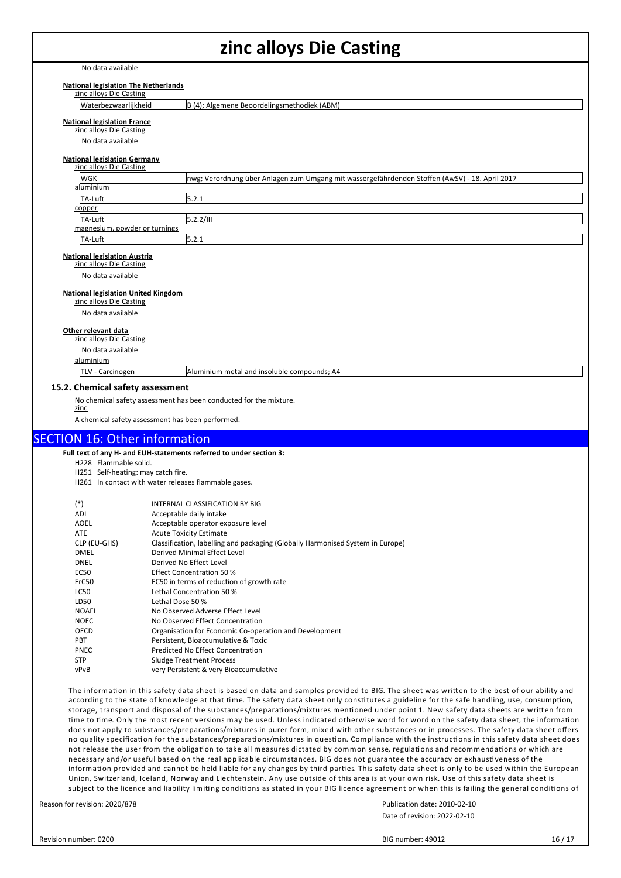No data available

**National legislation The Netherlands**

zinc alloys Die Casting

| Waterbezwaarlijkheid | B (4); Algemene Beoordelingsmethodiek (ABM) |
|---|---|

**National legislation France**

zinc alloys Die Casting

No data available

**National legislation Germany**

zinc alloys Die Casting

| WGK | nwg; Verordnung über Anlagen zum Umgang mit wassergefährdenden Stoffen (AwSV) - 18. April 2017 |
|---|---|

aluminium

| TA-Luft | 5.2.1 |
|---|---|

copper

| TA-Luft | 5.2.2/III |
|---|---|

magnesium, powder or turnings

| TA-Luft | 5.2.1 |
|---|---|

**National legislation Austria**

zinc alloys Die Casting

No data available

**National legislation United Kingdom**

zinc alloys Die Casting

No data available

**Other relevant data**

zinc alloys Die Casting

No data available

aluminium

| TLV - Carcinogen | Aluminium metal and insoluble compounds; A4 |
|---|---|

### 15.2. Chemical safety assessment

No chemical safety assessment has been conducted for the mixture.

zinc

A chemical safety assessment has been performed.

## SECTION 16: Other information

**Full text of any H- and EUH-statements referred to under section 3:**

H228 Flammable solid.
H251 Self-heating: may catch fire.
H261 In contact with water releases flammable gases.

| (*) | INTERNAL CLASSIFICATION BY BIG |
|---|---|
| ADI | Acceptable daily intake |
| AOEL | Acceptable operator exposure level |
| ATE | Acute Toxicity Estimate |
| CLP (EU-GHS) | Classification, labelling and packaging (Globally Harmonised System in Europe) |
| DMEL | Derived Minimal Effect Level |
| DNEL | Derived No Effect Level |
| EC50 | Effect Concentration 50 % |
| ErC50 | EC50 in terms of reduction of growth rate |
| LC50 | Lethal Concentration 50 % |
| LD50 | Lethal Dose 50 % |
| NOAEL | No Observed Adverse Effect Level |
| NOEC | No Observed Effect Concentration |
| OECD | Organisation for Economic Co-operation and Development |
| PBT | Persistent, Bioaccumulative & Toxic |
| PNEC | Predicted No Effect Concentration |
| STP | Sludge Treatment Process |
| vPvB | very Persistent & very Bioaccumulative |

The information in this safety data sheet is based on data and samples provided to BIG. The sheet was written to the best of our ability and according to the state of knowledge at that time. The safety data sheet only constitutes a guideline for the safe handling, use, consumption, storage, transport and disposal of the substances/preparations/mixtures mentioned under point 1. New safety data sheets are written from time to time. Only the most recent versions may be used. Unless indicated otherwise word for word on the safety data sheet, the information does not apply to substances/preparations/mixtures in purer form, mixed with other substances or in processes. The safety data sheet offers no quality specification for the substances/preparations/mixtures in question. Compliance with the instructions in this safety data sheet does not release the user from the obligation to take all measures dictated by common sense, regulations and recommendations or which are necessary and/or useful based on the real applicable circumstances. BIG does not guarantee the accuracy or exhaustiveness of the information provided and cannot be held liable for any changes by third parties. This safety data sheet is only to be used within the European Union, Switzerland, Iceland, Norway and Liechtenstein. Any use outside of this area is at your own risk. Use of this safety data sheet is subject to the licence and liability limiting conditions as stated in your BIG licence agreement or when this is failing the general conditions of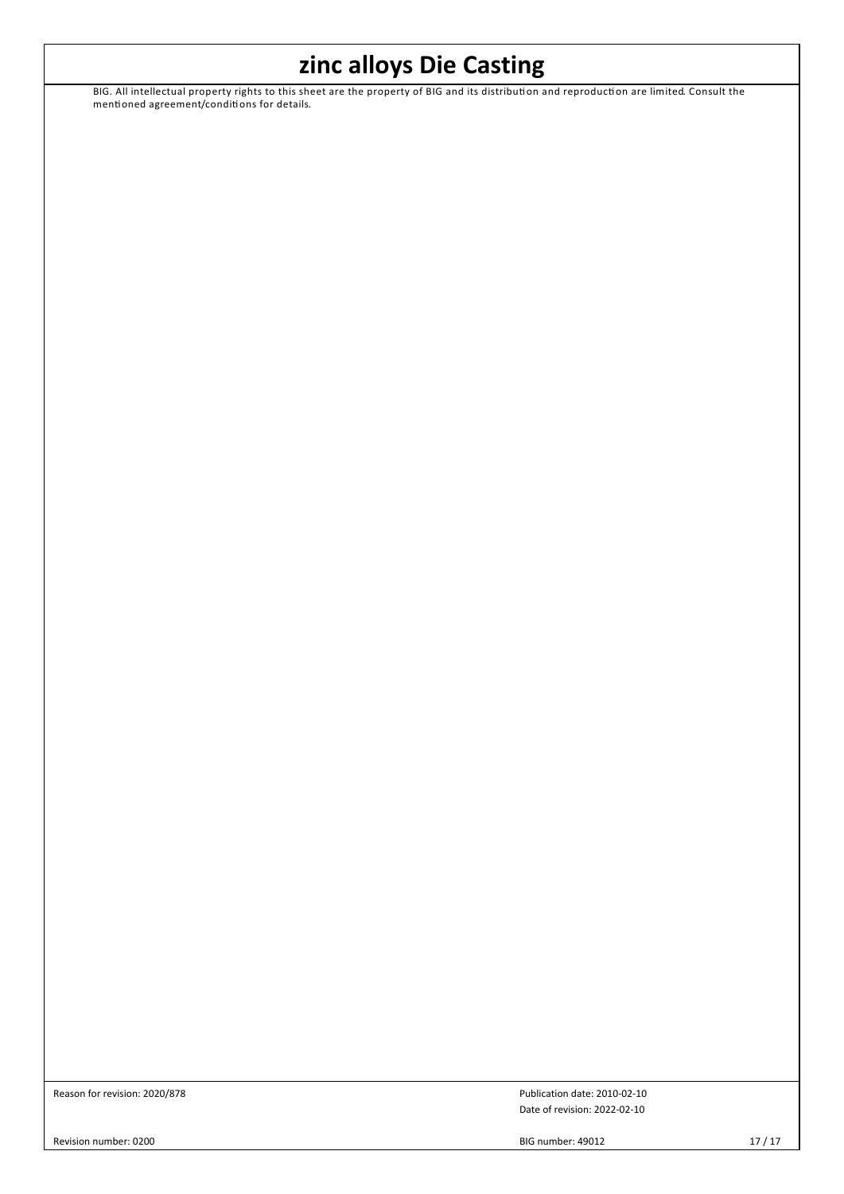BIG. All intellectual property rights to this sheet are the property of BIG and its distribution and reproduction are limited. Consult the mentioned agreement/conditions for details.